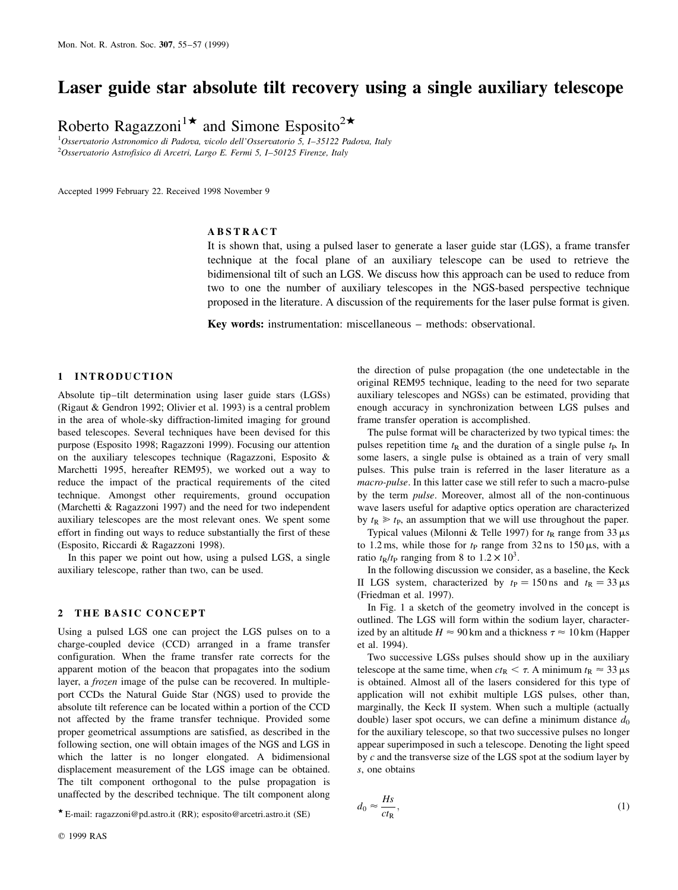# Laser guide star absolute tilt recovery using a single auxiliary telescope

Roberto Ragazzoni[1]⋆ and Simone Esposito[2]⋆

[1]Osservatorio Astronomico di Padova, vicolo dell'Osservatorio 5, I–35122 Padova, Italy
[2]Osservatorio Astrofisico di Arcetri, Largo E. Fermi 5, I–50125 Firenze, Italy

Accepted 1999 February 22. Received 1998 November 9

## ABSTRACT

It is shown that, using a pulsed laser to generate a laser guide star (LGS), a frame transfer technique at the focal plane of an auxiliary telescope can be used to retrieve the bidimensional tilt of such an LGS. We discuss how this approach can be used to reduce from two to one the number of auxiliary telescopes in the NGS-based perspective technique proposed in the literature. A discussion of the requirements for the laser pulse format is given.

**Key words:** instrumentation: miscellaneous – methods: observational.

## 1 INTRODUCTION

Absolute tip–tilt determination using laser guide stars (LGSs) (Rigaut & Gendron 1992; Olivier et al. 1993) is a central problem in the area of whole-sky diffraction-limited imaging for ground based telescopes. Several techniques have been devised for this purpose (Esposito 1998; Ragazzoni 1999). Focusing our attention on the auxiliary telescopes technique (Ragazzoni, Esposito & Marchetti 1995, hereafter REM95), we worked out a way to reduce the impact of the practical requirements of the cited technique. Amongst other requirements, ground occupation (Marchetti & Ragazzoni 1997) and the need for two independent auxiliary telescopes are the most relevant ones. We spent some effort in finding out ways to reduce substantially the first of these (Esposito, Riccardi & Ragazzoni 1998).

In this paper we point out how, using a pulsed LGS, a single auxiliary telescope, rather than two, can be used.

## 2 THE BASIC CONCEPT

Using a pulsed LGS one can project the LGS pulses on to a charge-coupled device (CCD) arranged in a frame transfer configuration. When the frame transfer rate corrects for the apparent motion of the beacon that propagates into the sodium layer, a *frozen* image of the pulse can be recovered. In multiple-port CCDs the Natural Guide Star (NGS) used to provide the absolute tilt reference can be located within a portion of the CCD not affected by the frame transfer technique. Provided some proper geometrical assumptions are satisfied, as described in the following section, one will obtain images of the NGS and LGS in which the latter is no longer elongated. A bidimensional displacement measurement of the LGS image can be obtained. The tilt component orthogonal to the pulse propagation is unaffected by the described technique. The tilt component along the direction of pulse propagation (the one undetectable in the original REM95 technique, leading to the need for two separate auxiliary telescopes and NGSs) can be estimated, providing that enough accuracy in synchronization between LGS pulses and frame transfer operation is accomplished.

The pulse format will be characterized by two typical times: the pulses repetition time $t_R$ and the duration of a single pulse $t_P$. In some lasers, a single pulse is obtained as a train of very small pulses. This pulse train is referred in the laser literature as a *macro-pulse*. In this latter case we still refer to such a macro-pulse by the term *pulse*. Moreover, almost all of the non-continuous wave lasers useful for adaptive optics operation are characterized by $t_R \gg t_P$, an assumption that we will use throughout the paper.

Typical values (Milonni & Telle 1997) for $t_R$ range from 33 μs to 1.2 ms, while those for $t_P$ range from 32 ns to 150 μs, with a ratio $t_R/t_P$ ranging from 8 to $1.2 \times 10^3$.

In the following discussion we consider, as a baseline, the Keck II LGS system, characterized by $t_P = 150$ ns and $t_R = 33$ μs (Friedman et al. 1997).

In Fig. 1 a sketch of the geometry involved in the concept is outlined. The LGS will form within the sodium layer, characterized by an altitude $H \approx 90$ km and a thickness $\tau \approx 10$ km (Happer et al. 1994).

Two successive LGSs pulses should show up in the auxiliary telescope at the same time, when $ct_R < \tau$. A minimum $t_R \approx 33$ μs is obtained. Almost all of the lasers considered for this type of application will not exhibit multiple LGS pulses, other than, marginally, the Keck II system. When such a multiple (actually double) laser spot occurs, we can define a minimum distance $d_0$ for the auxiliary telescope, so that two successive pulses no longer appear superimposed in such a telescope. Denoting the light speed by $c$ and the transverse size of the LGS spot at the sodium layer by $s$, one obtains

$$d_0 \approx \frac{Hs}{ct_R}, \tag{1}$$

⋆ E-mail: ragazzoni@pd.astro.it (RR); esposito@arcetri.astro.it (SE)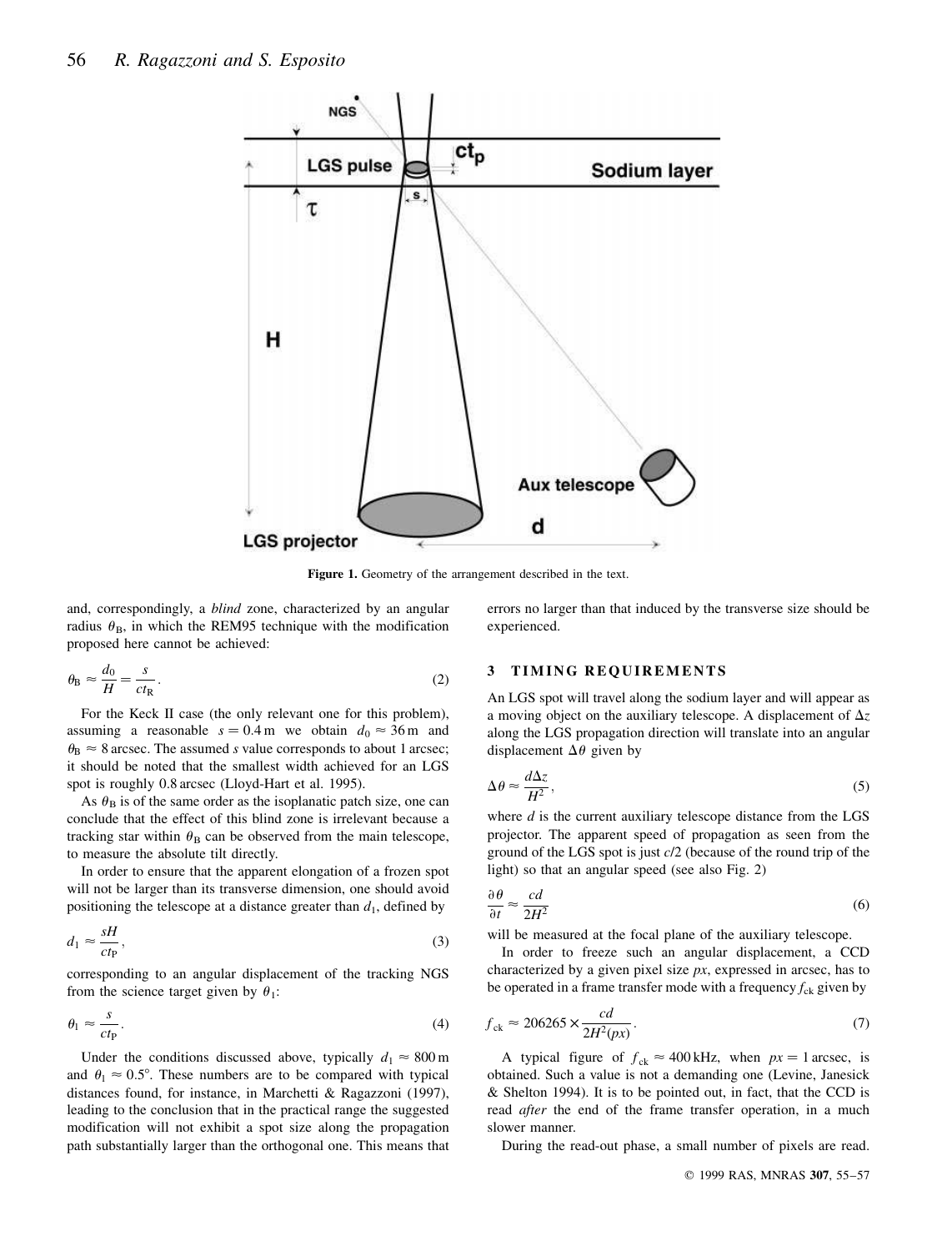Figure 1. Geometry of the arrangement described in the text.

and, correspondingly, a *blind* zone, characterized by an angular radius $\theta_B$, in which the REM95 technique with the modification proposed here cannot be achieved:

$$\theta_B \approx \frac{d_0}{H} = \frac{s}{ct_R}. \tag{2}$$

For the Keck II case (the only relevant one for this problem), assuming a reasonable $s = 0.4\,\mathrm{m}$ we obtain $d_0 \approx 36\,\mathrm{m}$ and $\theta_B \approx 8\,\mathrm{arcsec}$. The assumed $s$ value corresponds to about 1 arcsec; it should be noted that the smallest width achieved for an LGS spot is roughly 0.8 arcsec (Lloyd-Hart et al. 1995).

As $\theta_B$ is of the same order as the isoplanatic patch size, one can conclude that the effect of this blind zone is irrelevant because a tracking star within $\theta_B$ can be observed from the main telescope, to measure the absolute tilt directly.

In order to ensure that the apparent elongation of a frozen spot will not be larger than its transverse dimension, one should avoid positioning the telescope at a distance greater than $d_1$, defined by

$$d_1 \approx \frac{sH}{ct_P}, \tag{3}$$

corresponding to an angular displacement of the tracking NGS from the science target given by $\theta_1$:

$$\theta_1 \approx \frac{s}{ct_P}. \tag{4}$$

Under the conditions discussed above, typically $d_1 \approx 800\,\mathrm{m}$ and $\theta_1 \approx 0.5°$. These numbers are to be compared with typical distances found, for instance, in Marchetti & Ragazzoni (1997), leading to the conclusion that in the practical range the suggested modification will not exhibit a spot size along the propagation path substantially larger than the orthogonal one. This means that errors no larger than that induced by the transverse size should be experienced.

## 3 TIMING REQUIREMENTS

An LGS spot will travel along the sodium layer and will appear as a moving object on the auxiliary telescope. A displacement of $\Delta z$ along the LGS propagation direction will translate into an angular displacement $\Delta\theta$ given by

$$\Delta\theta \approx \frac{d\Delta z}{H^2}, \tag{5}$$

where $d$ is the current auxiliary telescope distance from the LGS projector. The apparent speed of propagation as seen from the ground of the LGS spot is just $c/2$ (because of the round trip of the light) so that an angular speed (see also Fig. 2)

$$\frac{\partial\theta}{\partial t} \approx \frac{cd}{2H^2} \tag{6}$$

will be measured at the focal plane of the auxiliary telescope.

In order to freeze such an angular displacement, a CCD characterized by a given pixel size $px$, expressed in arcsec, has to be operated in a frame transfer mode with a frequency $f_{ck}$ given by

$$f_{ck} \approx 206265 \times \frac{cd}{2H^2(px)}. \tag{7}$$

A typical figure of $f_{ck} \approx 400\,\mathrm{kHz}$, when $px = 1\,\mathrm{arcsec}$, is obtained. Such a value is not a demanding one (Levine, Janesick & Shelton 1994). It is to be pointed out, in fact, that the CCD is read *after* the end of the frame transfer operation, in a much slower manner.

During the read-out phase, a small number of pixels are read.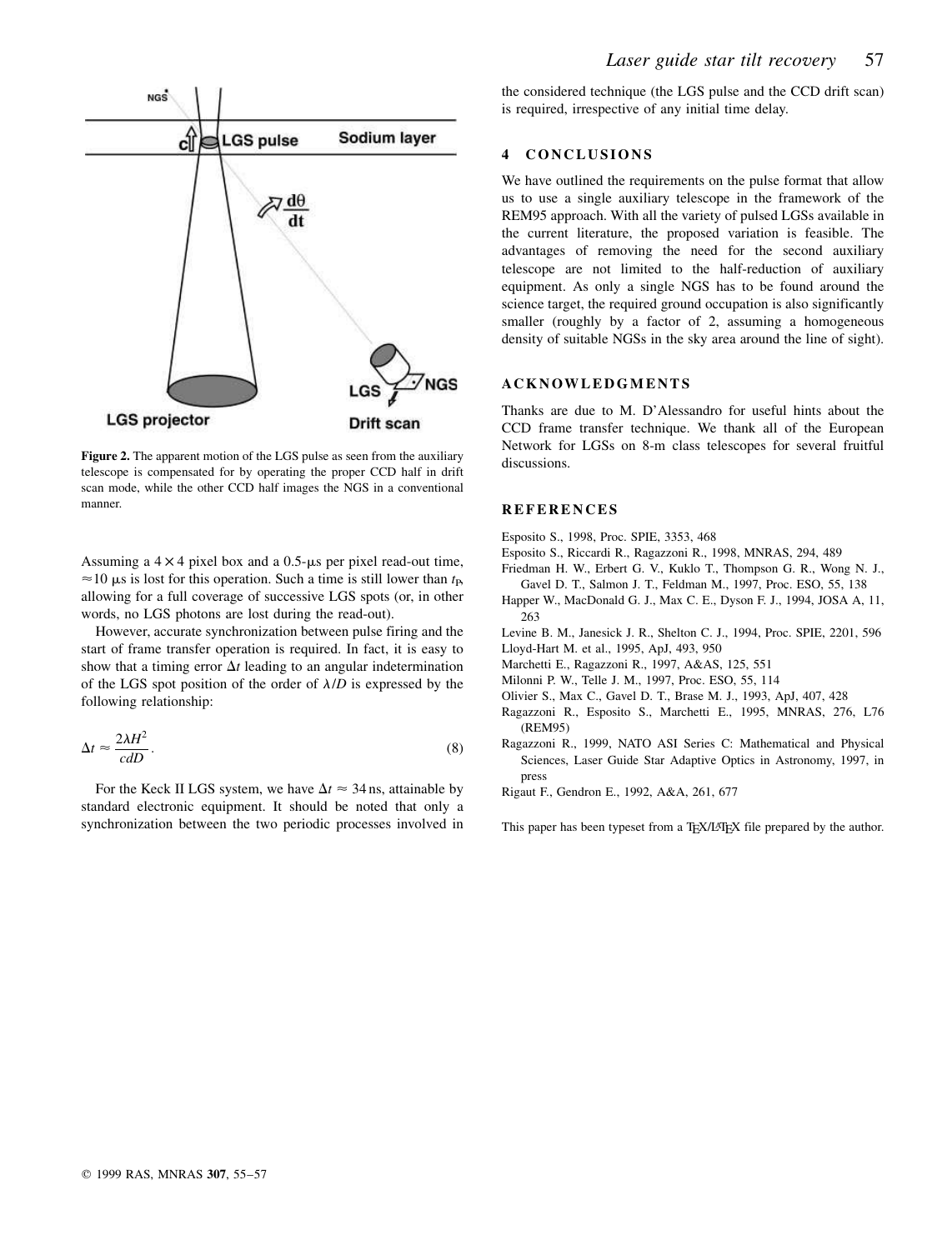NGS

LGS pulse

Sodium layer

c

$\frac{d\theta}{dt}$

LGS

NGS

LGS projector

Drift scan

**Figure 2.** The apparent motion of the LGS pulse as seen from the auxiliary telescope is compensated for by operating the proper CCD half in drift scan mode, while the other CCD half images the NGS in a conventional manner.

Assuming a $4 \times 4$ pixel box and a 0.5-$\mu$s per pixel read-out time, $\approx 10$ $\mu$s is lost for this operation. Such a time is still lower than $t_P$, allowing for a full coverage of successive LGS spots (or, in other words, no LGS photons are lost during the read-out).

However, accurate synchronization between pulse firing and the start of frame transfer operation is required. In fact, it is easy to show that a timing error $\Delta t$ leading to an angular indetermination of the LGS spot position of the order of $\lambda/D$ is expressed by the following relationship:

$$\Delta t \approx \frac{2\lambda H^2}{cdD}. \tag{8}$$

For the Keck II LGS system, we have $\Delta t \approx 34$ ns, attainable by standard electronic equipment. It should be noted that only a synchronization between the two periodic processes involved in the considered technique (the LGS pulse and the CCD drift scan) is required, irrespective of any initial time delay.

## 4 CONCLUSIONS

We have outlined the requirements on the pulse format that allow us to use a single auxiliary telescope in the framework of the REM95 approach. With all the variety of pulsed LGSs available in the current literature, the proposed variation is feasible. The advantages of removing the need for the second auxiliary telescope are not limited to the half-reduction of auxiliary equipment. As only a single NGS has to be found around the science target, the required ground occupation is also significantly smaller (roughly by a factor of 2, assuming a homogeneous density of suitable NGSs in the sky area around the line of sight).

## ACKNOWLEDGMENTS

Thanks are due to M. D'Alessandro for useful hints about the CCD frame transfer technique. We thank all of the European Network for LGSs on 8-m class telescopes for several fruitful discussions.

## REFERENCES

Esposito S., 1998, Proc. SPIE, 3353, 468

Esposito S., Riccardi R., Ragazzoni R., 1998, MNRAS, 294, 489

Friedman H. W., Erbert G. V., Kuklo T., Thompson G. R., Wong N. J., Gavel D. T., Salmon J. T., Feldman M., 1997, Proc. ESO, 55, 138

Happer W., MacDonald G. J., Max C. E., Dyson F. J., 1994, JOSA A, 11, 263

Levine B. M., Janesick J. R., Shelton C. J., 1994, Proc. SPIE, 2201, 596

Lloyd-Hart M. et al., 1995, ApJ, 493, 950

Marchetti E., Ragazzoni R., 1997, A&AS, 125, 551

Milonni P. W., Telle J. M., 1997, Proc. ESO, 55, 114

Olivier S., Max C., Gavel D. T., Brase M. J., 1993, ApJ, 407, 428

Ragazzoni R., Esposito S., Marchetti E., 1995, MNRAS, 276, L76 (REM95)

Ragazzoni R., 1999, NATO ASI Series C: Mathematical and Physical Sciences, Laser Guide Star Adaptive Optics in Astronomy, 1997, in press

Rigaut F., Gendron E., 1992, A&A, 261, 677

This paper has been typeset from a TEX/LATEX file prepared by the author.